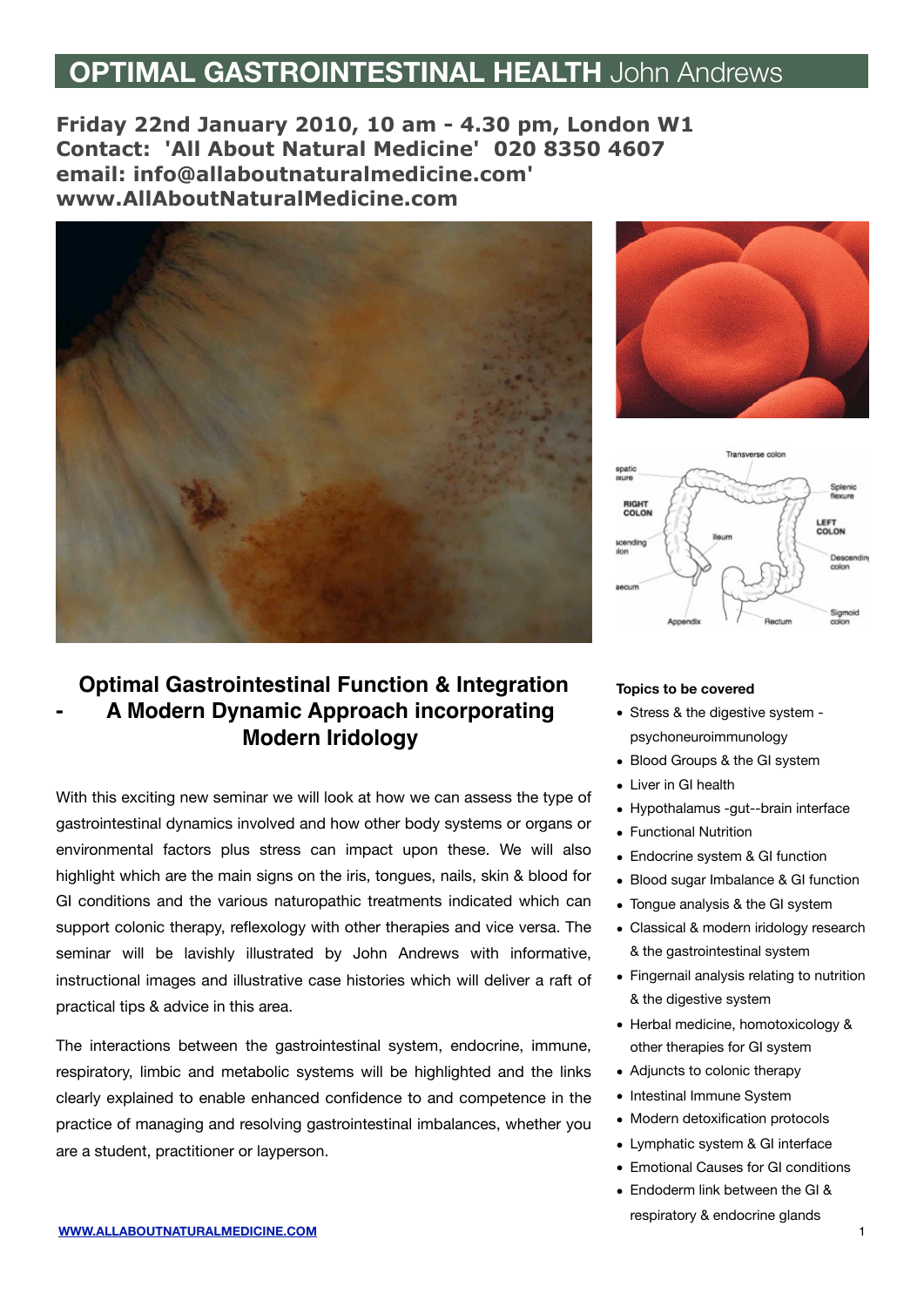# OPTIMAL GASTROINTESTINAL HEALTH John Andrews

**Friday 22nd January 2010, 10 am - 4.30 pm, London W1**
**Contact: 'All About Natural Medicine' 020 8350 4607**
**email: info@allaboutnaturalmedicine.com'**
**www.AllAboutNaturalMedicine.com**

## Optimal Gastrointestinal Function & Integration - A Modern Dynamic Approach incorporating Modern Iridology

With this exciting new seminar we will look at how we can assess the type of gastrointestinal dynamics involved and how other body systems or organs or environmental factors plus stress can impact upon these. We will also highlight which are the main signs on the iris, tongues, nails, skin & blood for GI conditions and the various naturopathic treatments indicated which can support colonic therapy, reflexology with other therapies and vice versa. The seminar will be lavishly illustrated by John Andrews with informative, instructional images and illustrative case histories which will deliver a raft of practical tips & advice in this area.

The interactions between the gastrointestinal system, endocrine, immune, respiratory, limbic and metabolic systems will be highlighted and the links clearly explained to enable enhanced confidence to and competence in the practice of managing and resolving gastrointestinal imbalances, whether you are a student, practitioner or layperson.

**Topics to be covered**

- Stress & the digestive system - psychoneuroimmunology
- Blood Groups & the GI system
- Liver in GI health
- Hypothalamus -gut--brain interface
- Functional Nutrition
- Endocrine system & GI function
- Blood sugar Imbalance & GI function
- Tongue analysis & the GI system
- Classical & modern iridology research & the gastrointestinal system
- Fingernail analysis relating to nutrition & the digestive system
- Herbal medicine, homotoxicology & other therapies for GI system
- Adjuncts to colonic therapy
- Intestinal Immune System
- Modern detoxification protocols
- Lymphatic system & GI interface
- Emotional Causes for GI conditions
- Endoderm link between the GI & respiratory & endocrine glands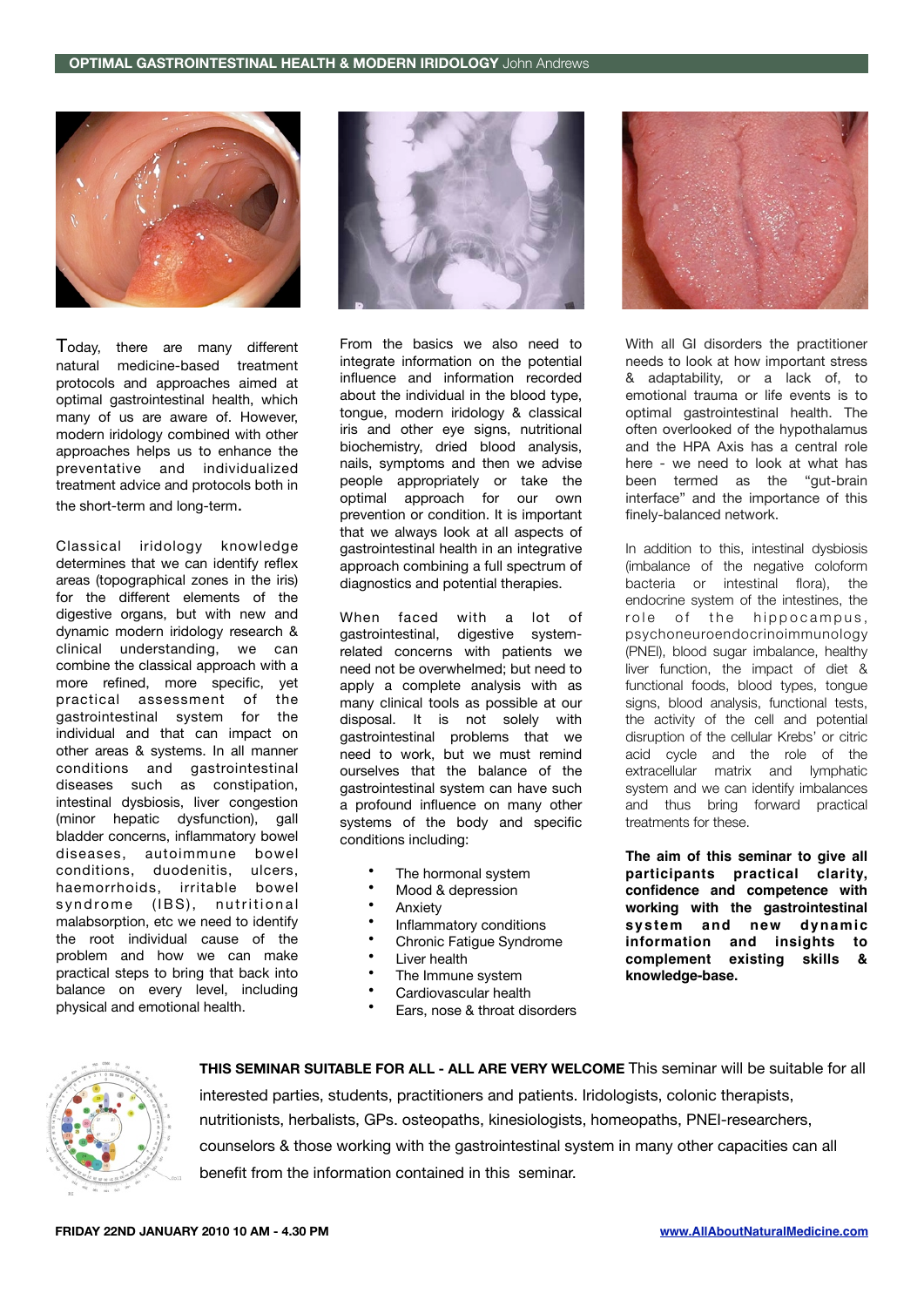## OPTIMAL GASTROINTESTINAL HEALTH & MODERN IRIDOLOGY John Andrews

Today, there are many different natural medicine-based treatment protocols and approaches aimed at optimal gastrointestinal health, which many of us are aware of. However, modern iridology combined with other approaches helps us to enhance the preventative and individualized treatment advice and protocols both in the short-term and long-term.

Classical iridology knowledge determines that we can identify reflex areas (topographical zones in the iris) for the different elements of the digestive organs, but with new and dynamic modern iridology research & clinical understanding, we can combine the classical approach with a more refined, more specific, yet practical assessment of the gastrointestinal system for the individual and that can impact on other areas & systems. In all manner conditions and gastrointestinal diseases such as constipation, intestinal dysbiosis, liver congestion (minor hepatic dysfunction), gall bladder concerns, inflammatory bowel diseases, autoimmune bowel conditions, duodenitis, ulcers, haemorrhoids, irritable bowel syndrome (IBS), nutritional malabsorption, etc we need to identify the root individual cause of the problem and how we can make practical steps to bring that back into balance on every level, including physical and emotional health.

From the basics we also need to integrate information on the potential influence and information recorded about the individual in the blood type, tongue, modern iridology & classical iris and other eye signs, nutritional biochemistry, dried blood analysis, nails, symptoms and then we advise people appropriately or take the optimal approach for our own prevention or condition. It is important that we always look at all aspects of gastrointestinal health in an integrative approach combining a full spectrum of diagnostics and potential therapies.

When faced with a lot of gastrointestinal, digestive system-related concerns with patients we need not be overwhelmed; but need to apply a complete analysis with as many clinical tools as possible at our disposal. It is not solely with gastrointestinal problems that we need to work, but we must remind ourselves that the balance of the gastrointestinal system can have such a profound influence on many other systems of the body and specific conditions including:

- The hormonal system
- Mood & depression
- Anxiety
- Inflammatory conditions
- Chronic Fatigue Syndrome
- Liver health
- The Immune system
- Cardiovascular health
- Ears, nose & throat disorders

With all GI disorders the practitioner needs to look at how important stress & adaptability, or a lack of, to emotional trauma or life events is to optimal gastrointestinal health. The often overlooked of the hypothalamus and the HPA Axis has a central role here - we need to look at what has been termed as the "gut-brain interface" and the importance of this finely-balanced network.

In addition to this, intestinal dysbiosis (imbalance of the negative coloform bacteria or intestinal flora), the endocrine system of the intestines, the role of the hippocampus, psychoneuroendocrinoimmunology (PNEI), blood sugar imbalance, healthy liver function, the impact of diet & functional foods, blood types, tongue signs, blood analysis, functional tests, the activity of the cell and potential disruption of the cellular Krebs' or citric acid cycle and the role of the extracellular matrix and lymphatic system and we can identify imbalances and thus bring forward practical treatments for these.

**The aim of this seminar to give all participants practical clarity, confidence and competence with working with the gastrointestinal system and new dynamic information and insights to complement existing skills & knowledge-base.**

**THIS SEMINAR SUITABLE FOR ALL - ALL ARE VERY WELCOME** This seminar will be suitable for all interested parties, students, practitioners and patients. Iridologists, colonic therapists, nutritionists, herbalists, GPs. osteopaths, kinesiologists, homeopaths, PNEI-researchers, counselors & those working with the gastrointestinal system in many other capacities can all benefit from the information contained in this seminar.

**FRIDAY 22ND JANUARY 2010 10 AM - 4.30 PM**

**www.AllAboutNaturalMedicine.com**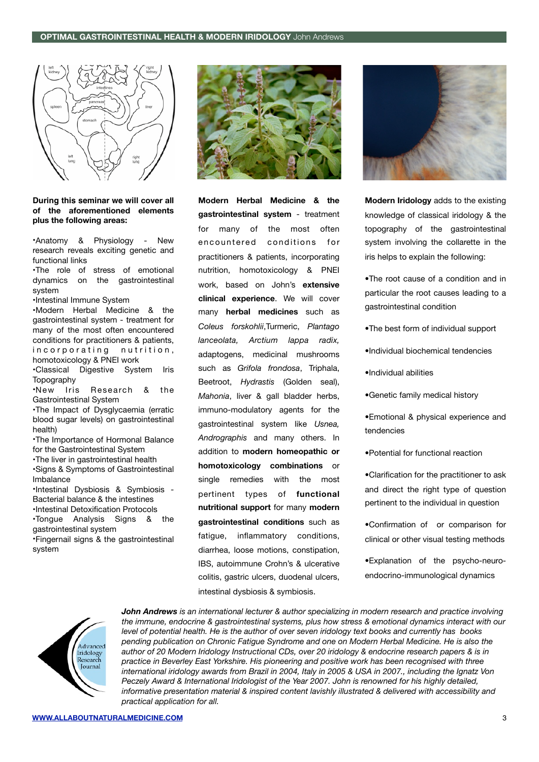**During this seminar we will cover all of the aforementioned elements plus the following areas:**

•Anatomy & Physiology - New research reveals exciting genetic and functional links
•The role of stress of emotional dynamics on the gastrointestinal system
•Intestinal Immune System
•Modern Herbal Medicine & the gastrointestinal system - treatment for many of the most often encountered conditions for practitioners & patients, incorporating nutrition, homotoxicology & PNEI work
•Classical Digestive System Iris Topography
•New Iris Research & the Gastrointestinal System
•The Impact of Dysglycaemia (erratic blood sugar levels) on gastrointestinal health)
•The Importance of Hormonal Balance for the Gastrointestinal System
•The liver in gastrointestinal health
•Signs & Symptoms of Gastrointestinal Imbalance
•Intestinal Dysbiosis & Symbiosis - Bacterial balance & the intestines
•Intestinal Detoxification Protocols
•Tongue Analysis Signs & the gastrointestinal system
•Fingernail signs & the gastrointestinal system

**Modern Herbal Medicine & the gastrointestinal system** - treatment for many of the most often encountered conditions for practitioners & patients, incorporating nutrition, homotoxicology & PNEI work, based on John's **extensive clinical experience**. We will cover many **herbal medicines** such as *Coleus forskohlii*,Turmeric, *Plantago lanceolata, Arctium lappa radix,* adaptogens, medicinal mushrooms such as *Grifola frondosa*, Triphala, Beetroot, *Hydrastis* (Golden seal), *Mahonia*, liver & gall bladder herbs, immuno-modulatory agents for the gastrointestinal system like *Usnea, Andrographis* and many others. In addition to **modern homeopathic or homotoxicology combinations** or single remedies with the most pertinent types of **functional nutritional support** for many **modern gastrointestinal conditions** such as fatigue, inflammatory conditions, diarrhea, loose motions, constipation, IBS, autoimmune Crohn's & ulcerative colitis, gastric ulcers, duodenal ulcers, intestinal dysbiosis & symbiosis.

**Modern Iridology** adds to the existing knowledge of classical iridology & the topography of the gastrointestinal system involving the collarette in the iris helps to explain the following:

•The root cause of a condition and in particular the root causes leading to a gastrointestinal condition

•The best form of individual support

•Individual biochemical tendencies

•Individual abilities

•Genetic family medical history

•Emotional & physical experience and tendencies

•Potential for functional reaction

•Clarification for the practitioner to ask and direct the right type of question pertinent to the individual in question

•Confirmation of or comparison for clinical or other visual testing methods

•Explanation of the psycho-neuro-endocrino-immunological dynamics

Advanced Iridology Research Journal

***John Andrews*** *is an international lecturer & author specializing in modern research and practice involving the immune, endocrine & gastrointestinal systems, plus how stress & emotional dynamics interact with our level of potential health. He is the author of over seven iridology text books and currently has books pending publication on Chronic Fatigue Syndrome and one on Modern Herbal Medicine. He is also the author of 20 Modern Iridology Instructional CDs, over 20 iridology & endocrine research papers & is in practice in Beverley East Yorkshire. His pioneering and positive work has been recognised with three international iridology awards from Brazil in 2004, Italy in 2005 & USA in 2007., including the Ignatz Von Peczely Award & International Iridologist of the Year 2007. John is renowned for his highly detailed, informative presentation material & inspired content lavishly illustrated & delivered with accessibility and practical application for all.*

WWW.ALLABOUTNATURALMEDICINE.COM